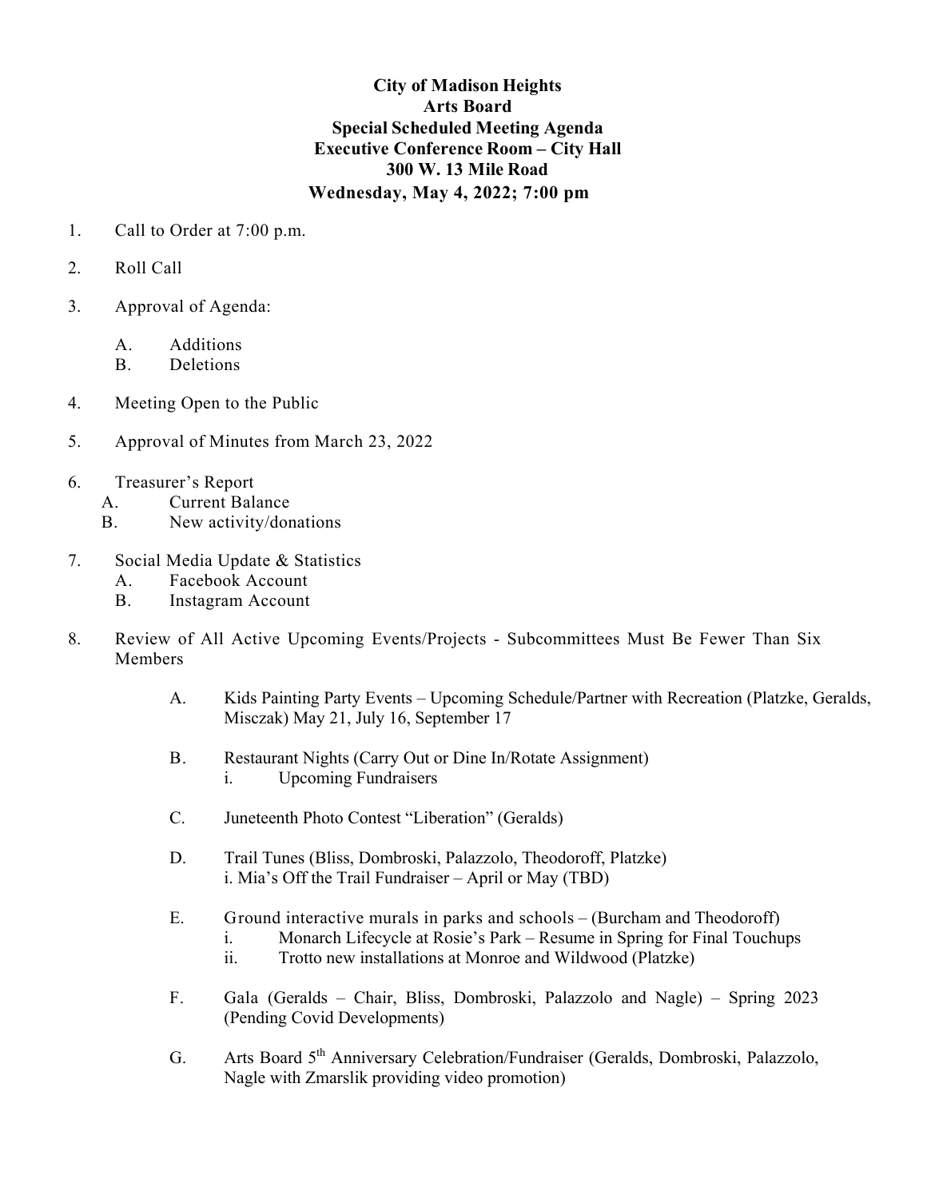**City of Madison Heights**
**Arts Board**
**Special Scheduled Meeting Agenda**
**Executive Conference Room – City Hall**
**300 W. 13 Mile Road**
**Wednesday, May 4, 2022; 7:00 pm**

1. Call to Order at 7:00 p.m.

2. Roll Call

3. Approval of Agenda:

   A. Additions
   B. Deletions

4. Meeting Open to the Public

5. Approval of Minutes from March 23, 2022

6. Treasurer's Report
   A. Current Balance
   B. New activity/donations

7. Social Media Update & Statistics
   A. Facebook Account
   B. Instagram Account

8. Review of All Active Upcoming Events/Projects - Subcommittees Must Be Fewer Than Six Members

   A. Kids Painting Party Events – Upcoming Schedule/Partner with Recreation (Platzke, Geralds, Misczak) May 21, July 16, September 17

   B. Restaurant Nights (Carry Out or Dine In/Rotate Assignment)
      i. Upcoming Fundraisers

   C. Juneteenth Photo Contest "Liberation" (Geralds)

   D. Trail Tunes (Bliss, Dombroski, Palazzolo, Theodoroff, Platzke)
      i. Mia's Off the Trail Fundraiser – April or May (TBD)

   E. Ground interactive murals in parks and schools – (Burcham and Theodoroff)
      i. Monarch Lifecycle at Rosie's Park – Resume in Spring for Final Touchups
      ii. Trotto new installations at Monroe and Wildwood (Platzke)

   F. Gala (Geralds – Chair, Bliss, Dombroski, Palazzolo and Nagle) – Spring 2023 (Pending Covid Developments)

   G. Arts Board 5th Anniversary Celebration/Fundraiser (Geralds, Dombroski, Palazzolo, Nagle with Zmarslik providing video promotion)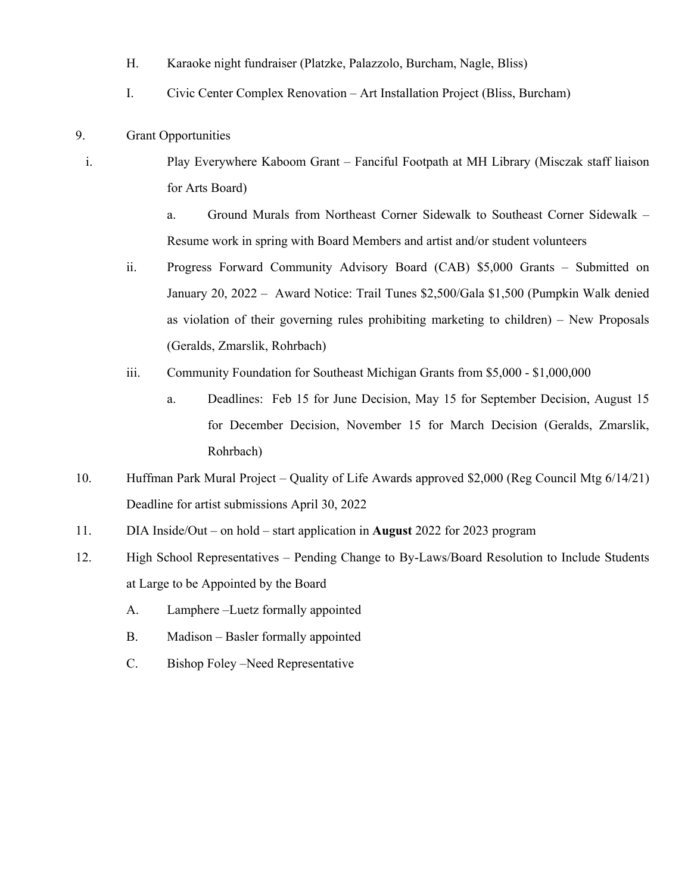H. Karaoke night fundraiser (Platzke, Palazzolo, Burcham, Nagle, Bliss)

I. Civic Center Complex Renovation – Art Installation Project (Bliss, Burcham)

9. Grant Opportunities

i. Play Everywhere Kaboom Grant – Fanciful Footpath at MH Library (Misczak staff liaison for Arts Board)

   a. Ground Murals from Northeast Corner Sidewalk to Southeast Corner Sidewalk – Resume work in spring with Board Members and artist and/or student volunteers

ii. Progress Forward Community Advisory Board (CAB) $5,000 Grants – Submitted on January 20, 2022 – Award Notice: Trail Tunes $2,500/Gala $1,500 (Pumpkin Walk denied as violation of their governing rules prohibiting marketing to children) – New Proposals (Geralds, Zmarslik, Rohrbach)

iii. Community Foundation for Southeast Michigan Grants from $5,000 - $1,000,000

   a. Deadlines: Feb 15 for June Decision, May 15 for September Decision, August 15 for December Decision, November 15 for March Decision (Geralds, Zmarslik, Rohrbach)

10. Huffman Park Mural Project – Quality of Life Awards approved $2,000 (Reg Council Mtg 6/14/21) Deadline for artist submissions April 30, 2022

11. DIA Inside/Out – on hold – start application in **August** 2022 for 2023 program

12. High School Representatives – Pending Change to By-Laws/Board Resolution to Include Students at Large to be Appointed by the Board

   A. Lamphere –Luetz formally appointed

   B. Madison – Basler formally appointed

   C. Bishop Foley –Need Representative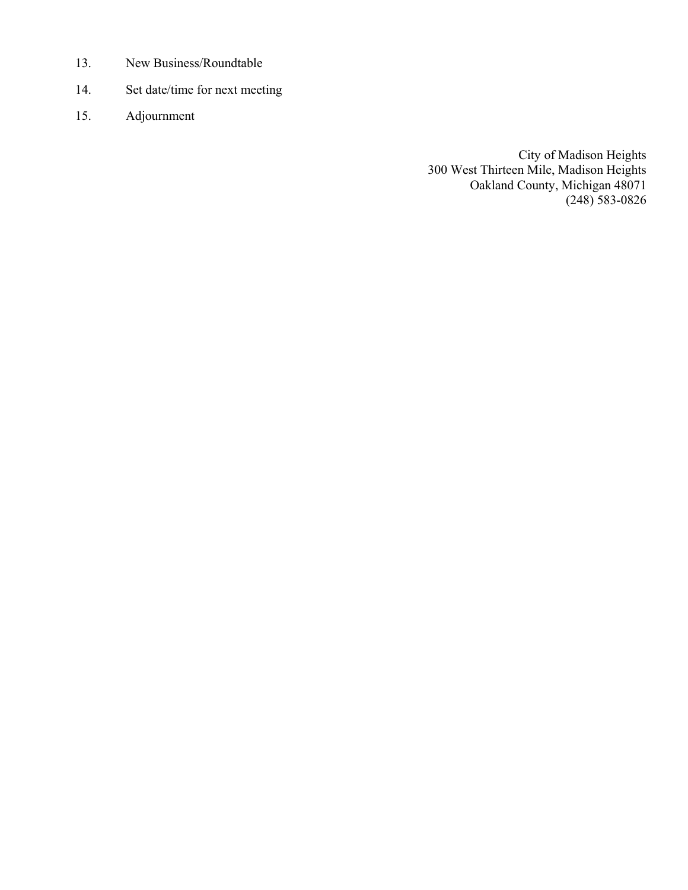13. New Business/Roundtable

14. Set date/time for next meeting

15. Adjournment

City of Madison Heights
300 West Thirteen Mile, Madison Heights
Oakland County, Michigan 48071
(248) 583-0826